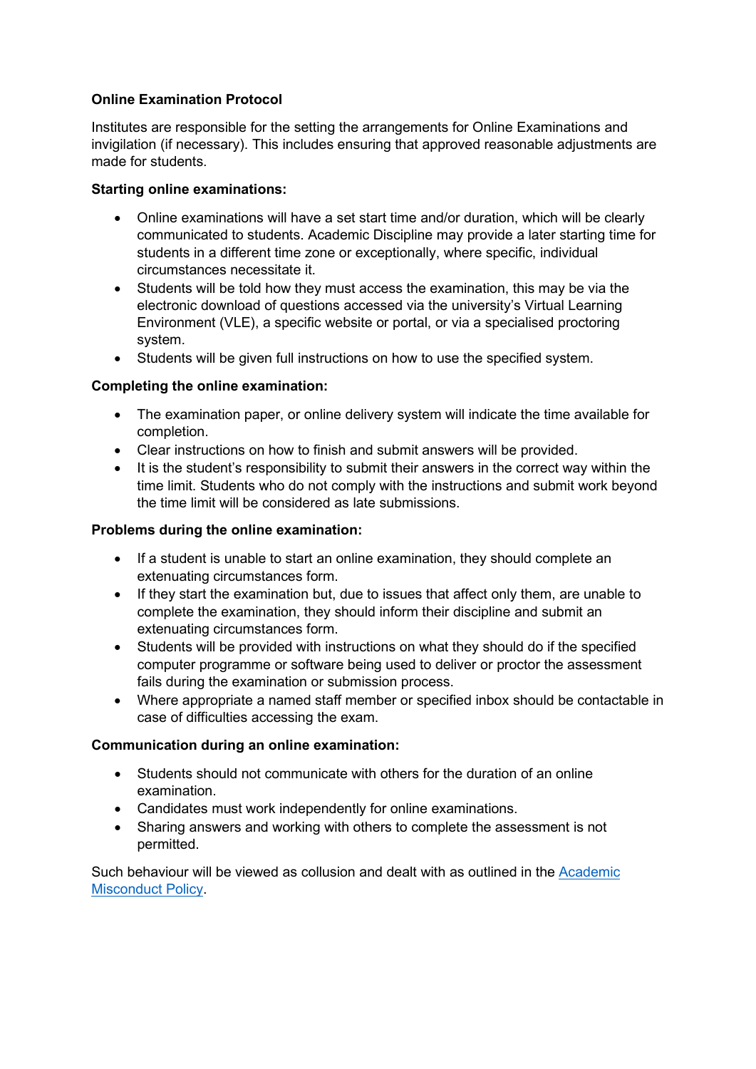**Online Examination Protocol**

Institutes are responsible for the setting the arrangements for Online Examinations and invigilation (if necessary). This includes ensuring that approved reasonable adjustments are made for students.

**Starting online examinations:**

- Online examinations will have a set start time and/or duration, which will be clearly communicated to students. Academic Discipline may provide a later starting time for students in a different time zone or exceptionally, where specific, individual circumstances necessitate it.
- Students will be told how they must access the examination, this may be via the electronic download of questions accessed via the university's Virtual Learning Environment (VLE), a specific website or portal, or via a specialised proctoring system.
- Students will be given full instructions on how to use the specified system.

**Completing the online examination:**

- The examination paper, or online delivery system will indicate the time available for completion.
- Clear instructions on how to finish and submit answers will be provided.
- It is the student's responsibility to submit their answers in the correct way within the time limit. Students who do not comply with the instructions and submit work beyond the time limit will be considered as late submissions.

**Problems during the online examination:**

- If a student is unable to start an online examination, they should complete an extenuating circumstances form.
- If they start the examination but, due to issues that affect only them, are unable to complete the examination, they should inform their discipline and submit an extenuating circumstances form.
- Students will be provided with instructions on what they should do if the specified computer programme or software being used to deliver or proctor the assessment fails during the examination or submission process.
- Where appropriate a named staff member or specified inbox should be contactable in case of difficulties accessing the exam.

**Communication during an online examination:**

- Students should not communicate with others for the duration of an online examination.
- Candidates must work independently for online examinations.
- Sharing answers and working with others to complete the assessment is not permitted.

Such behaviour will be viewed as collusion and dealt with as outlined in the [Academic Misconduct Policy].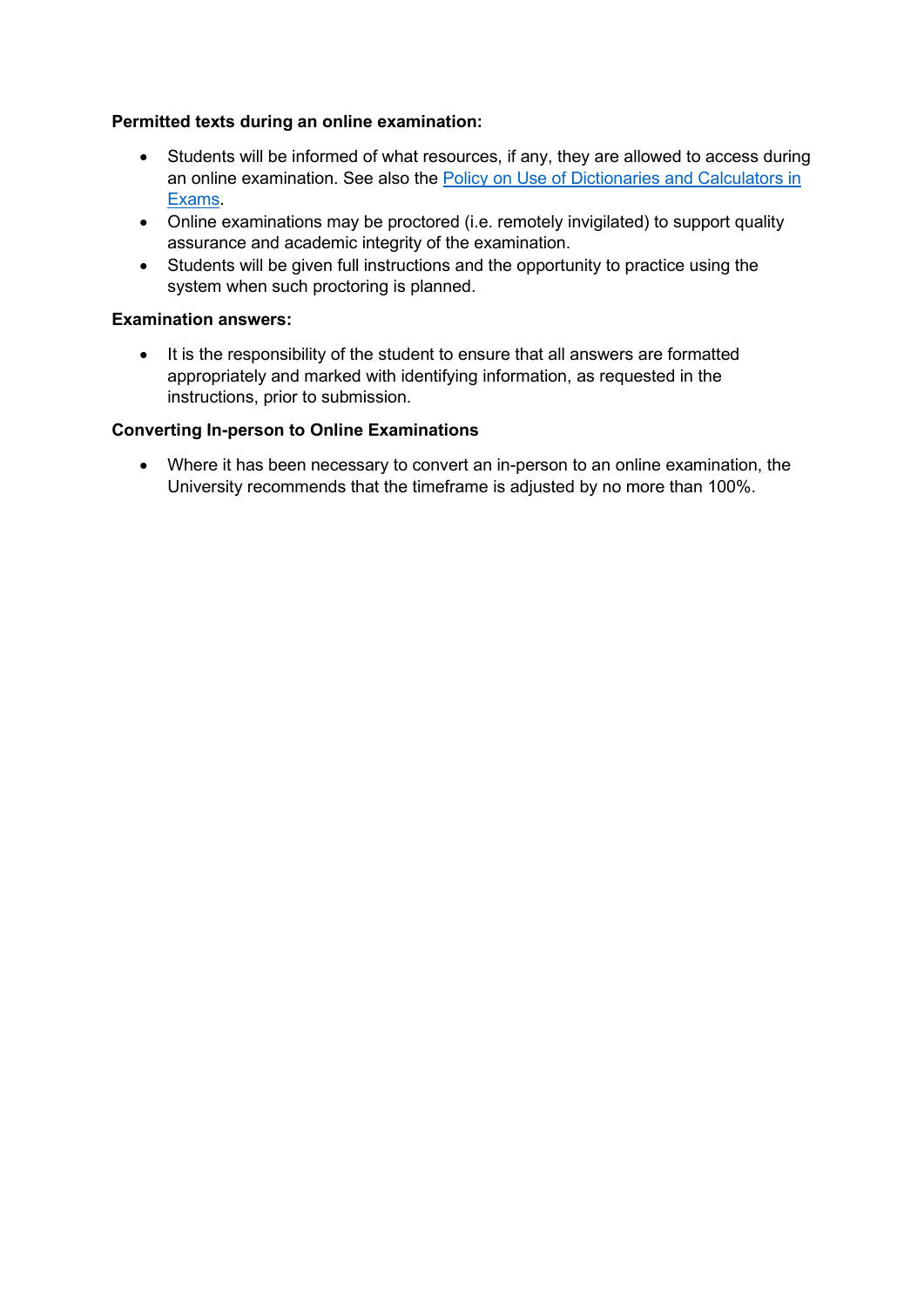**Permitted texts during an online examination:**

- Students will be informed of what resources, if any, they are allowed to access during an online examination. See also the [Policy on Use of Dictionaries and Calculators in Exams](#).
- Online examinations may be proctored (i.e. remotely invigilated) to support quality assurance and academic integrity of the examination.
- Students will be given full instructions and the opportunity to practice using the system when such proctoring is planned.

**Examination answers:**

- It is the responsibility of the student to ensure that all answers are formatted appropriately and marked with identifying information, as requested in the instructions, prior to submission.

**Converting In-person to Online Examinations**

- Where it has been necessary to convert an in-person to an online examination, the University recommends that the timeframe is adjusted by no more than 100%.